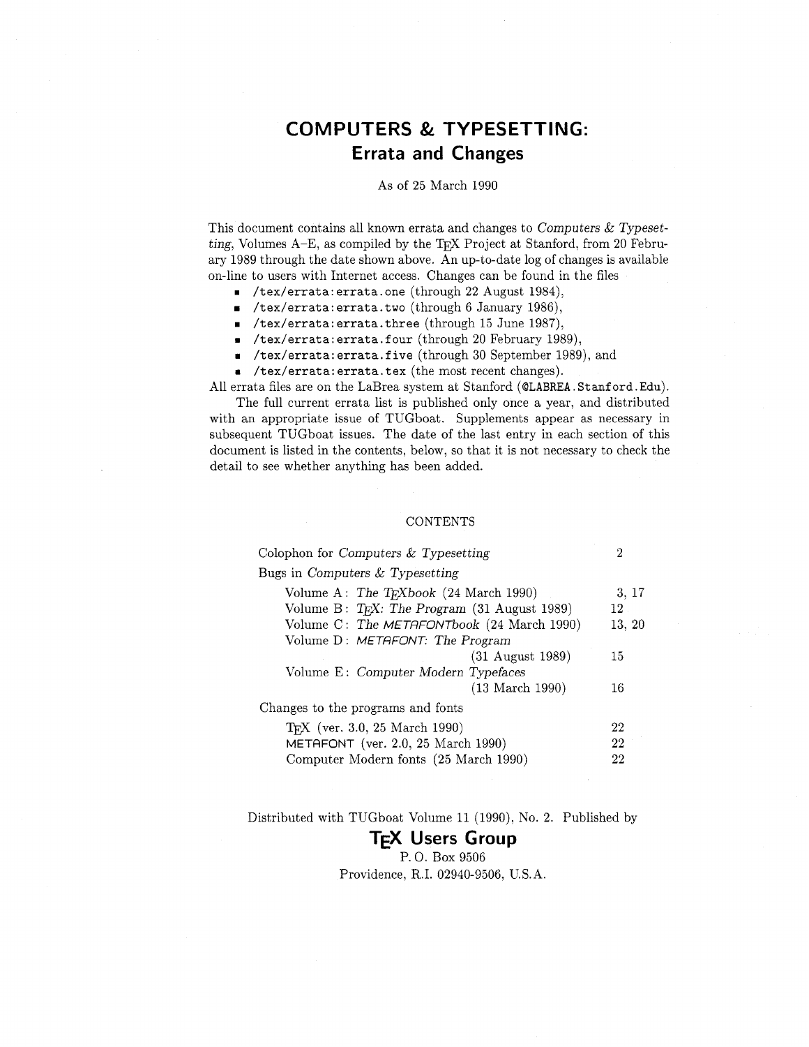# COMPUTERS & TYPESETTING:
## Errata and Changes

As of 25 March 1990

This document contains all known errata and changes to *Computers & Typesetting*, Volumes A–E, as compiled by the TEX Project at Stanford, from 20 February 1989 through the date shown above. An up-to-date log of changes is available on-line to users with Internet access. Changes can be found in the files

- `/tex/errata:errata.one` (through 22 August 1984),
- `/tex/errata:errata.two` (through 6 January 1986),
- `/tex/errata:errata.three` (through 15 June 1987),
- `/tex/errata:errata.four` (through 20 February 1989),
- `/tex/errata:errata.five` (through 30 September 1989), and
- `/tex/errata:errata.tex` (the most recent changes).

All errata files are on the LaBrea system at Stanford (`@LABREA.Stanford.Edu`).

The full current errata list is published only once a year, and distributed with an appropriate issue of TUGboat. Supplements appear as necessary in subsequent TUGboat issues. The date of the last entry in each section of this document is listed in the contents, below, so that it is not necessary to check the detail to see whether anything has been added.

CONTENTS

| | |
|---|---|
| Colophon for *Computers & Typesetting* | 2 |
| Bugs in *Computers & Typesetting* | |
| Volume A: *The TEXbook* (24 March 1990) | 3, 17 |
| Volume B: *TEX: The Program* (31 August 1989) | 12 |
| Volume C: *The METAFONTbook* (24 March 1990) | 13, 20 |
| Volume D: *METAFONT: The Program* (31 August 1989) | 15 |
| Volume E: *Computer Modern Typefaces* (13 March 1990) | 16 |
| Changes to the programs and fonts | |
| TEX (ver. 3.0, 25 March 1990) | 22 |
| METAFONT (ver. 2.0, 25 March 1990) | 22 |
| Computer Modern fonts (25 March 1990) | 22 |

Distributed with TUGboat Volume 11 (1990), No. 2. Published by

**TEX Users Group**  
P. O. Box 9506  
Providence, R.I. 02940-9506, U.S.A.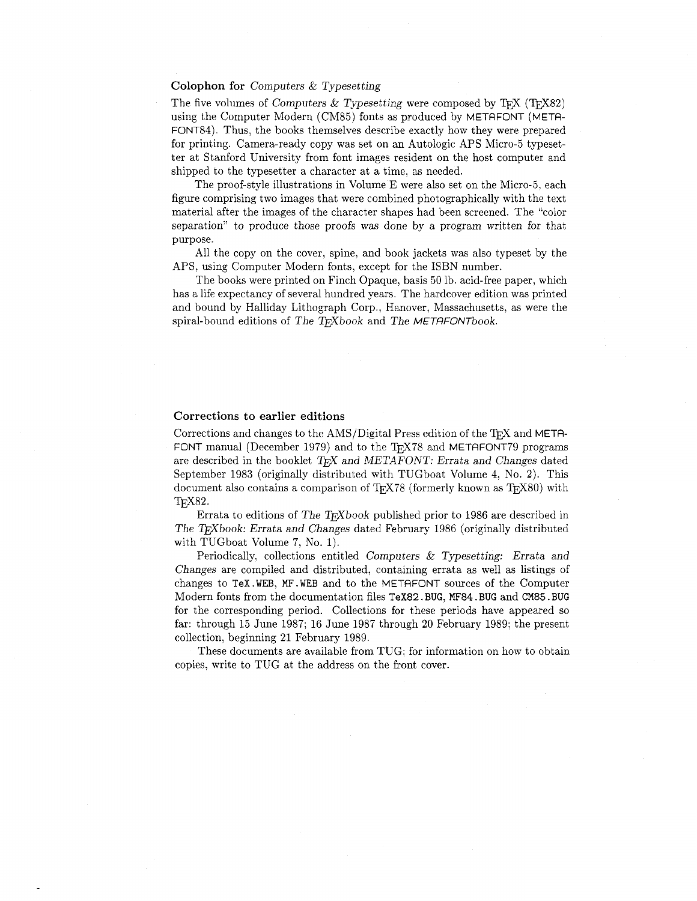## Colophon for *Computers & Typesetting*

The five volumes of *Computers & Typesetting* were composed by TEX (TEX82) using the Computer Modern (CM85) fonts as produced by METAFONT (METAFONT84). Thus, the books themselves describe exactly how they were prepared for printing. Camera-ready copy was set on an Autologic APS Micro-5 typesetter at Stanford University from font images resident on the host computer and shipped to the typesetter a character at a time, as needed.

The proof-style illustrations in Volume E were also set on the Micro-5, each figure comprising two images that were combined photographically with the text material after the images of the character shapes had been screened. The "color separation" to produce those proofs was done by a program written for that purpose.

All the copy on the cover, spine, and book jackets was also typeset by the APS, using Computer Modern fonts, except for the ISBN number.

The books were printed on Finch Opaque, basis 50 lb. acid-free paper, which has a life expectancy of several hundred years. The hardcover edition was printed and bound by Halliday Lithograph Corp., Hanover, Massachusetts, as were the spiral-bound editions of *The TEXbook* and *The METAFONTbook*.

## Corrections to earlier editions

Corrections and changes to the AMS/Digital Press edition of the TEX and METAFONT manual (December 1979) and to the TEX78 and METAFONT79 programs are described in the booklet *TEX and METAFONT: Errata and Changes* dated September 1983 (originally distributed with TUGboat Volume 4, No. 2). This document also contains a comparison of TEX78 (formerly known as TEX80) with TEX82.

Errata to editions of *The TEXbook* published prior to 1986 are described in *The TEXbook: Errata and Changes* dated February 1986 (originally distributed with TUGboat Volume 7, No. 1).

Periodically, collections entitled *Computers & Typesetting: Errata and Changes* are compiled and distributed, containing errata as well as listings of changes to `TeX.WEB`, `MF.WEB` and to the METAFONT sources of the Computer Modern fonts from the documentation files `TeX82.BUG`, `MF84.BUG` and `CM85.BUG` for the corresponding period. Collections for these periods have appeared so far: through 15 June 1987; 16 June 1987 through 20 February 1989; the present collection, beginning 21 February 1989.

These documents are available from TUG; for information on how to obtain copies, write to TUG at the address on the front cover.